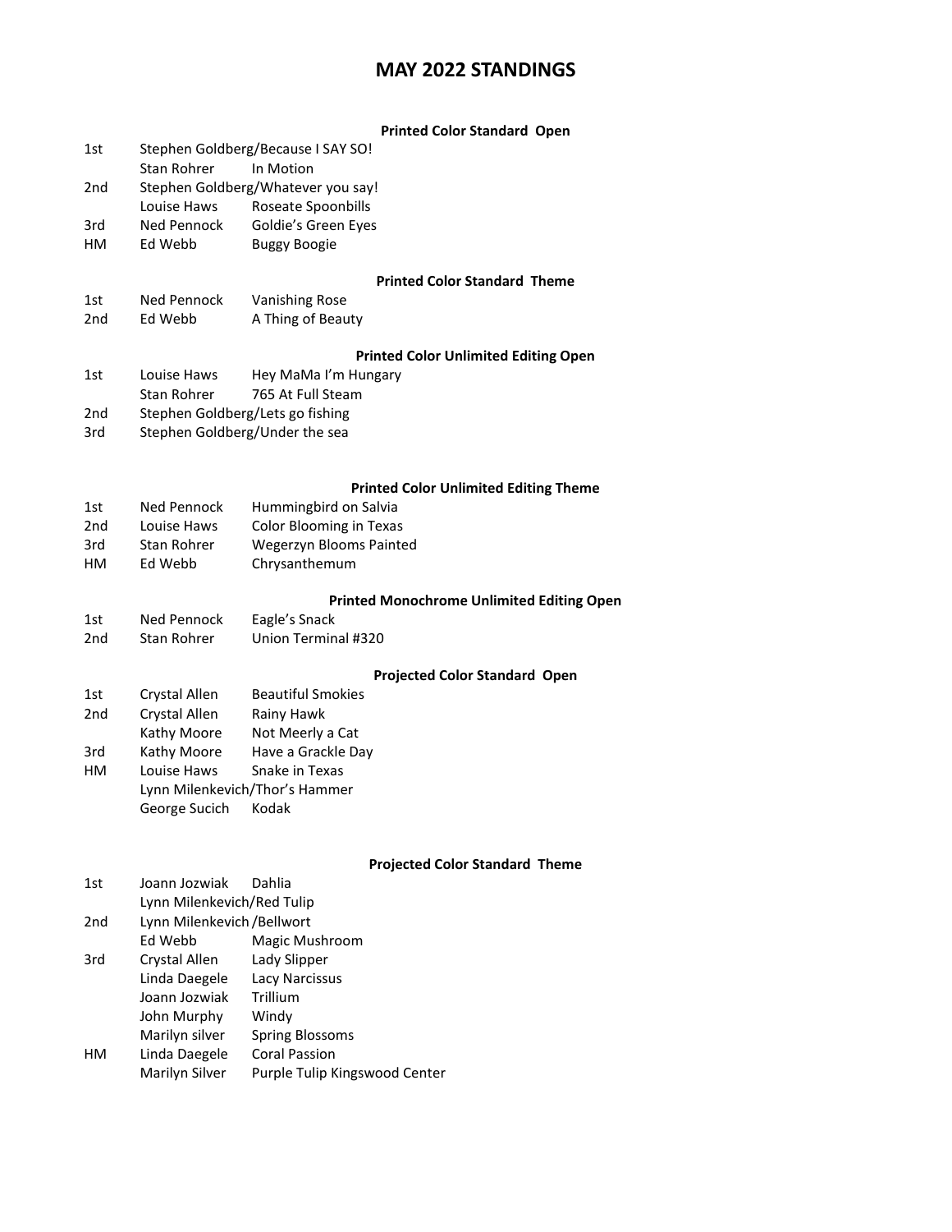# MAY 2022 STANDINGS

### Printed Color Standard Open

| Place | Name | Title |
|---|---|---|
| 1st | Stephen Goldberg/Because I SAY SO! | |
| | Stan Rohrer | In Motion |
| 2nd | Stephen Goldberg/Whatever you say! | |
| | Louise Haws | Roseate Spoonbills |
| 3rd | Ned Pennock | Goldie's Green Eyes |
| HM | Ed Webb | Buggy Boogie |

### Printed Color Standard Theme

| Place | Name | Title |
|---|---|---|
| 1st | Ned Pennock | Vanishing Rose |
| 2nd | Ed Webb | A Thing of Beauty |

### Printed Color Unlimited Editing Open

| Place | Name | Title |
|---|---|---|
| 1st | Louise Haws | Hey MaMa I'm Hungary |
| | Stan Rohrer | 765 At Full Steam |
| 2nd | Stephen Goldberg/Lets go fishing | |
| 3rd | Stephen Goldberg/Under the sea | |

### Printed Color Unlimited Editing Theme

| Place | Name | Title |
|---|---|---|
| 1st | Ned Pennock | Hummingbird on Salvia |
| 2nd | Louise Haws | Color Blooming in Texas |
| 3rd | Stan Rohrer | Wegerzyn Blooms Painted |
| HM | Ed Webb | Chrysanthemum |

### Printed Monochrome Unlimited Editing Open

| Place | Name | Title |
|---|---|---|
| 1st | Ned Pennock | Eagle's Snack |
| 2nd | Stan Rohrer | Union Terminal #320 |

### Projected Color Standard Open

| Place | Name | Title |
|---|---|---|
| 1st | Crystal Allen | Beautiful Smokies |
| 2nd | Crystal Allen | Rainy Hawk |
| | Kathy Moore | Not Meerly a Cat |
| 3rd | Kathy Moore | Have a Grackle Day |
| HM | Louise Haws | Snake in Texas |
| | Lynn Milenkevich/Thor's Hammer | |
| | George Sucich | Kodak |

### Projected Color Standard Theme

| Place | Name | Title |
|---|---|---|
| 1st | Joann Jozwiak | Dahlia |
| | Lynn Milenkevich/Red Tulip | |
| 2nd | Lynn Milenkevich /Bellwort | |
| | Ed Webb | Magic Mushroom |
| 3rd | Crystal Allen | Lady Slipper |
| | Linda Daegele | Lacy Narcissus |
| | Joann Jozwiak | Trillium |
| | John Murphy | Windy |
| | Marilyn silver | Spring Blossoms |
| HM | Linda Daegele | Coral Passion |
| | Marilyn Silver | Purple Tulip Kingswood Center |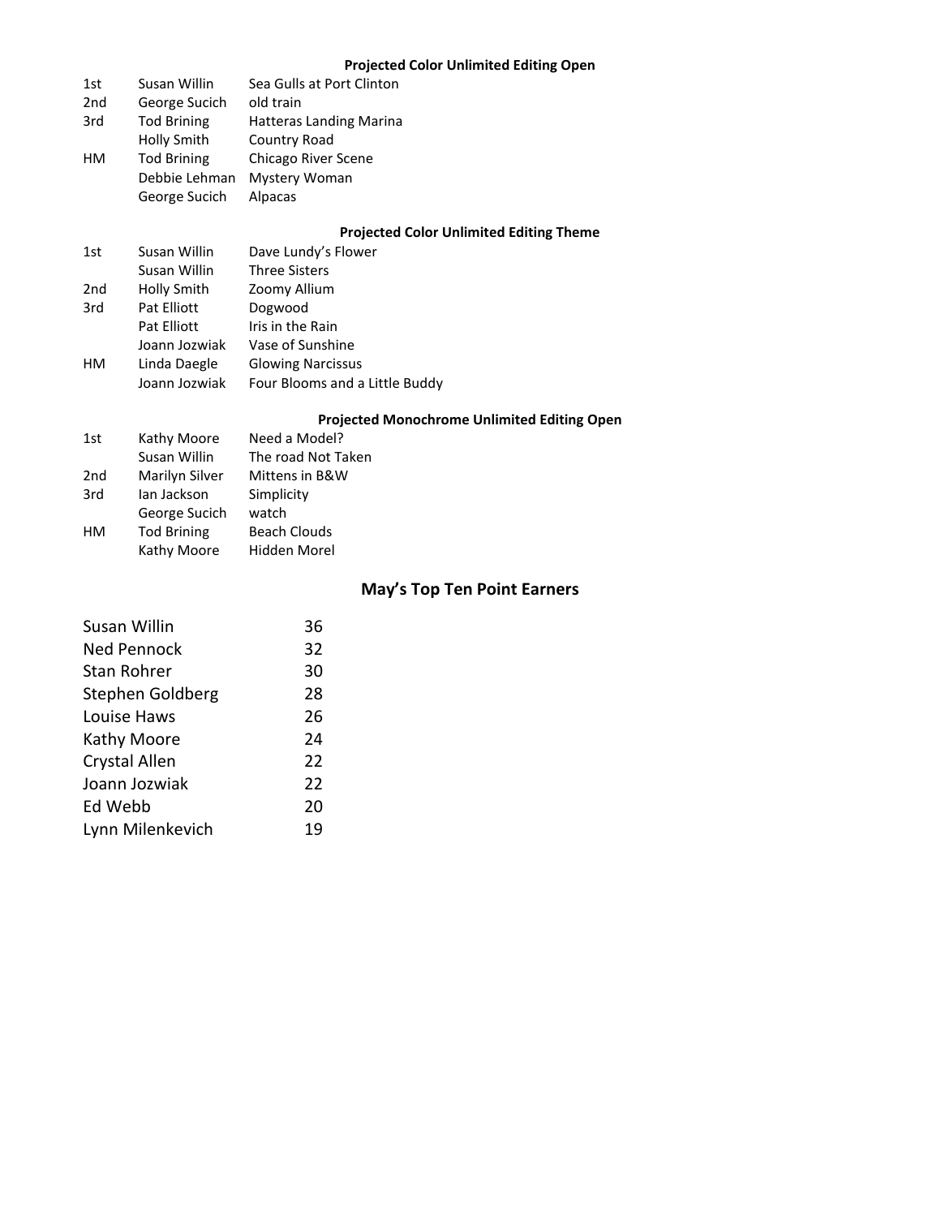### Projected Color Unlimited Editing Open

| | | |
|---|---|---|
| 1st | Susan Willin | Sea Gulls at Port Clinton |
| 2nd | George Sucich | old train |
| 3rd | Tod Brining | Hatteras Landing Marina |
| | Holly Smith | Country Road |
| HM | Tod Brining | Chicago River Scene |
| | Debbie Lehman | Mystery Woman |
| | George Sucich | Alpacas |

### Projected Color Unlimited Editing Theme

| | | |
|---|---|---|
| 1st | Susan Willin | Dave Lundy's Flower |
| | Susan Willin | Three Sisters |
| 2nd | Holly Smith | Zoomy Allium |
| 3rd | Pat Elliott | Dogwood |
| | Pat Elliott | Iris in the Rain |
| | Joann Jozwiak | Vase of Sunshine |
| HM | Linda Daegle | Glowing Narcissus |
| | Joann Jozwiak | Four Blooms and a Little Buddy |

### Projected Monochrome Unlimited Editing Open

| | | |
|---|---|---|
| 1st | Kathy Moore | Need a Model? |
| | Susan Willin | The road Not Taken |
| 2nd | Marilyn Silver | Mittens in B&W |
| 3rd | Ian Jackson | Simplicity |
| | George Sucich | watch |
| HM | Tod Brining | Beach Clouds |
| | Kathy Moore | Hidden Morel |

## May's Top Ten Point Earners

| | |
|---|---|
| Susan Willin | 36 |
| Ned Pennock | 32 |
| Stan Rohrer | 30 |
| Stephen Goldberg | 28 |
| Louise Haws | 26 |
| Kathy Moore | 24 |
| Crystal Allen | 22 |
| Joann Jozwiak | 22 |
| Ed Webb | 20 |
| Lynn Milenkevich | 19 |